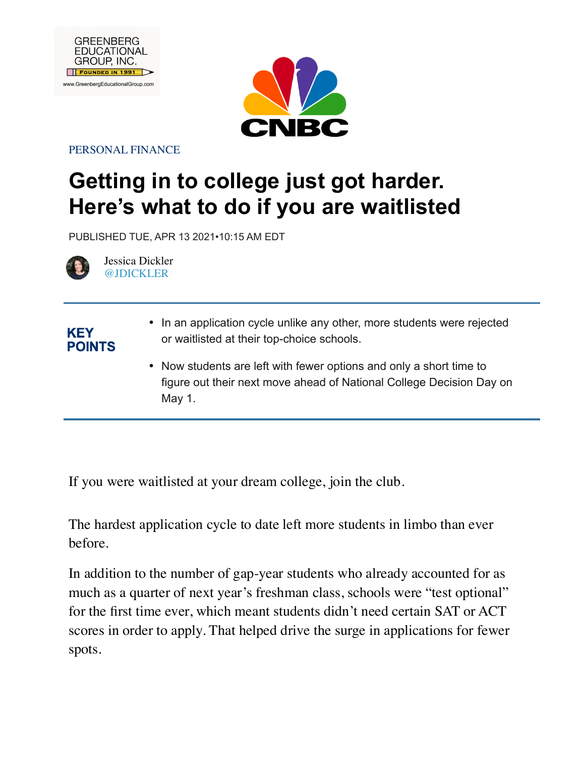GREENBERG EDUCATIONAL GROUP, INC.
FOUNDED IN 1991
www.GreenbergEducationalGroup.com

CNBC

PERSONAL FINANCE

# Getting in to college just got harder. Here's what to do if you are waitlisted

PUBLISHED TUE, APR 13 2021•10:15 AM EDT

Jessica Dickler
@JDICKLER

**KEY POINTS**

- In an application cycle unlike any other, more students were rejected or waitlisted at their top-choice schools.
- Now students are left with fewer options and only a short time to figure out their next move ahead of National College Decision Day on May 1.

If you were waitlisted at your dream college, join the club.

The hardest application cycle to date left more students in limbo than ever before.

In addition to the number of gap-year students who already accounted for as much as a quarter of next year's freshman class, schools were "test optional" for the first time ever, which meant students didn't need certain SAT or ACT scores in order to apply. That helped drive the surge in applications for fewer spots.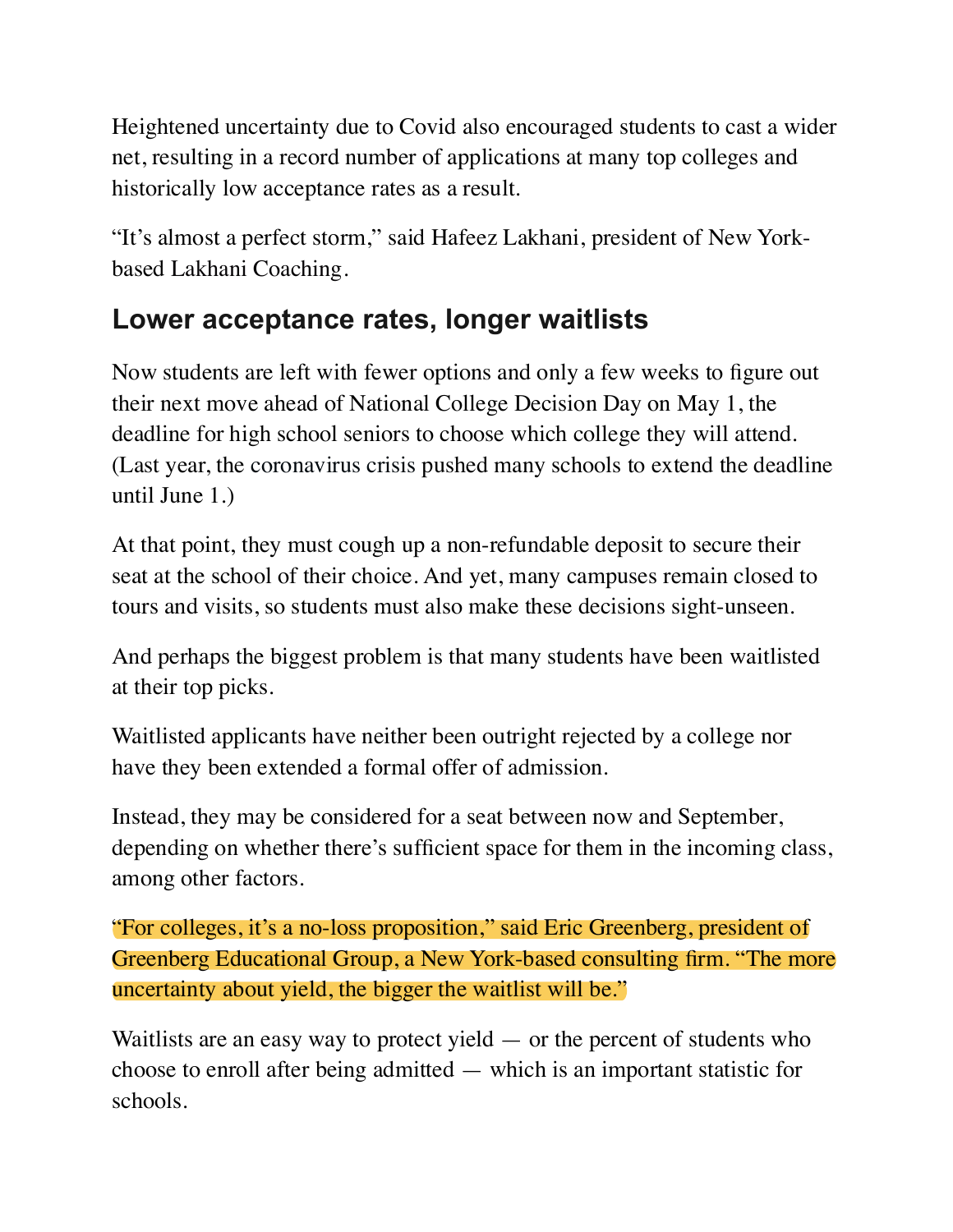Heightened uncertainty due to Covid also encouraged students to cast a wider net, resulting in a record number of applications at many top colleges and historically low acceptance rates as a result.

“It’s almost a perfect storm,” said Hafeez Lakhani, president of New York-based Lakhani Coaching.

## Lower acceptance rates, longer waitlists

Now students are left with fewer options and only a few weeks to figure out their next move ahead of National College Decision Day on May 1, the deadline for high school seniors to choose which college they will attend. (Last year, the coronavirus crisis pushed many schools to extend the deadline until June 1.)

At that point, they must cough up a non-refundable deposit to secure their seat at the school of their choice. And yet, many campuses remain closed to tours and visits, so students must also make these decisions sight-unseen.

And perhaps the biggest problem is that many students have been waitlisted at their top picks.

Waitlisted applicants have neither been outright rejected by a college nor have they been extended a formal offer of admission.

Instead, they may be considered for a seat between now and September, depending on whether there’s sufficient space for them in the incoming class, among other factors.

“For colleges, it’s a no-loss proposition,” said Eric Greenberg, president of Greenberg Educational Group, a New York-based consulting firm. “The more uncertainty about yield, the bigger the waitlist will be.”

Waitlists are an easy way to protect yield — or the percent of students who choose to enroll after being admitted — which is an important statistic for schools.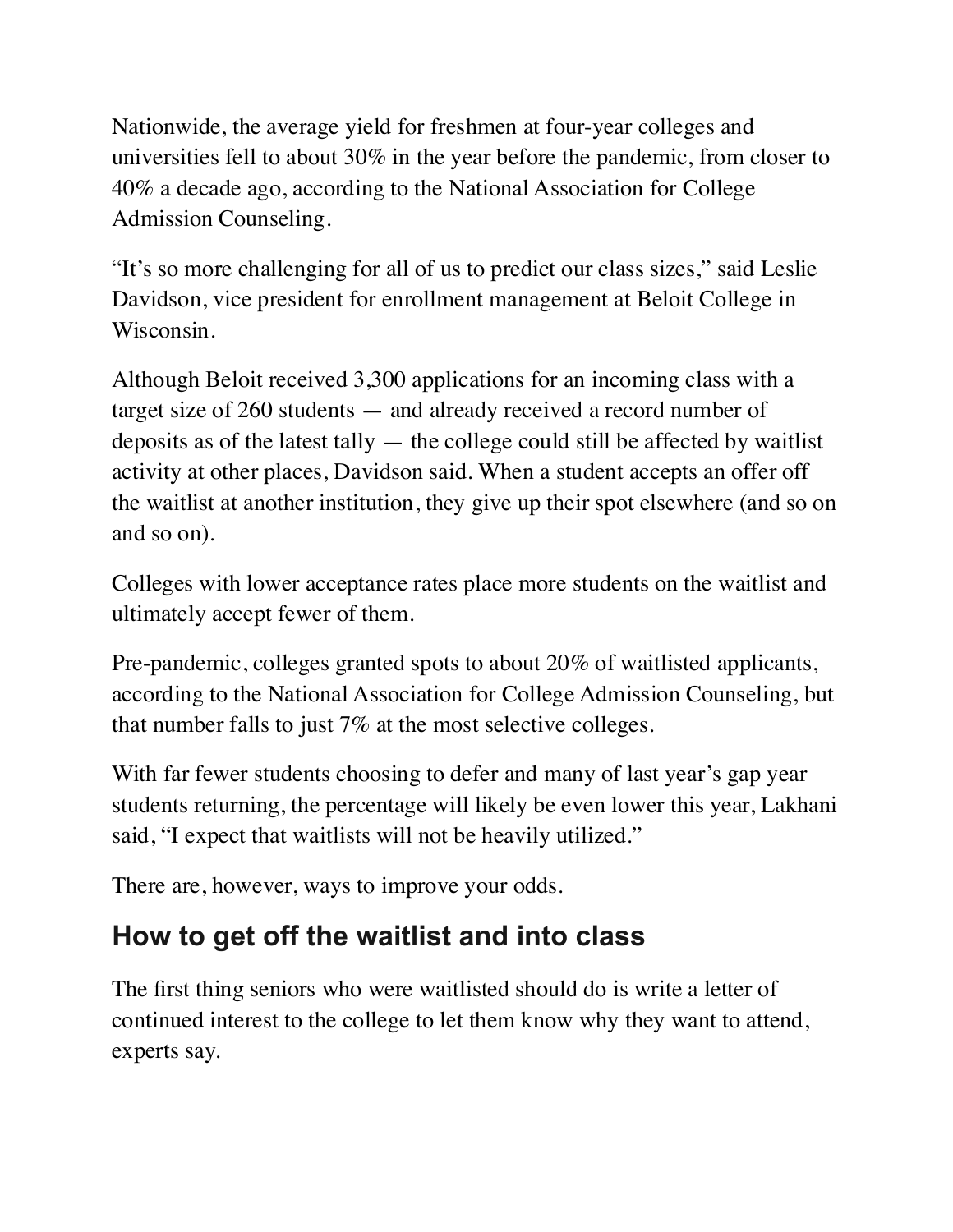Nationwide, the average yield for freshmen at four-year colleges and universities fell to about 30% in the year before the pandemic, from closer to 40% a decade ago, according to the National Association for College Admission Counseling.

"It's so more challenging for all of us to predict our class sizes," said Leslie Davidson, vice president for enrollment management at Beloit College in Wisconsin.

Although Beloit received 3,300 applications for an incoming class with a target size of 260 students — and already received a record number of deposits as of the latest tally — the college could still be affected by waitlist activity at other places, Davidson said. When a student accepts an offer off the waitlist at another institution, they give up their spot elsewhere (and so on and so on).

Colleges with lower acceptance rates place more students on the waitlist and ultimately accept fewer of them.

Pre-pandemic, colleges granted spots to about 20% of waitlisted applicants, according to the National Association for College Admission Counseling, but that number falls to just 7% at the most selective colleges.

With far fewer students choosing to defer and many of last year's gap year students returning, the percentage will likely be even lower this year, Lakhani said, "I expect that waitlists will not be heavily utilized."

There are, however, ways to improve your odds.

## How to get off the waitlist and into class

The first thing seniors who were waitlisted should do is write a letter of continued interest to the college to let them know why they want to attend, experts say.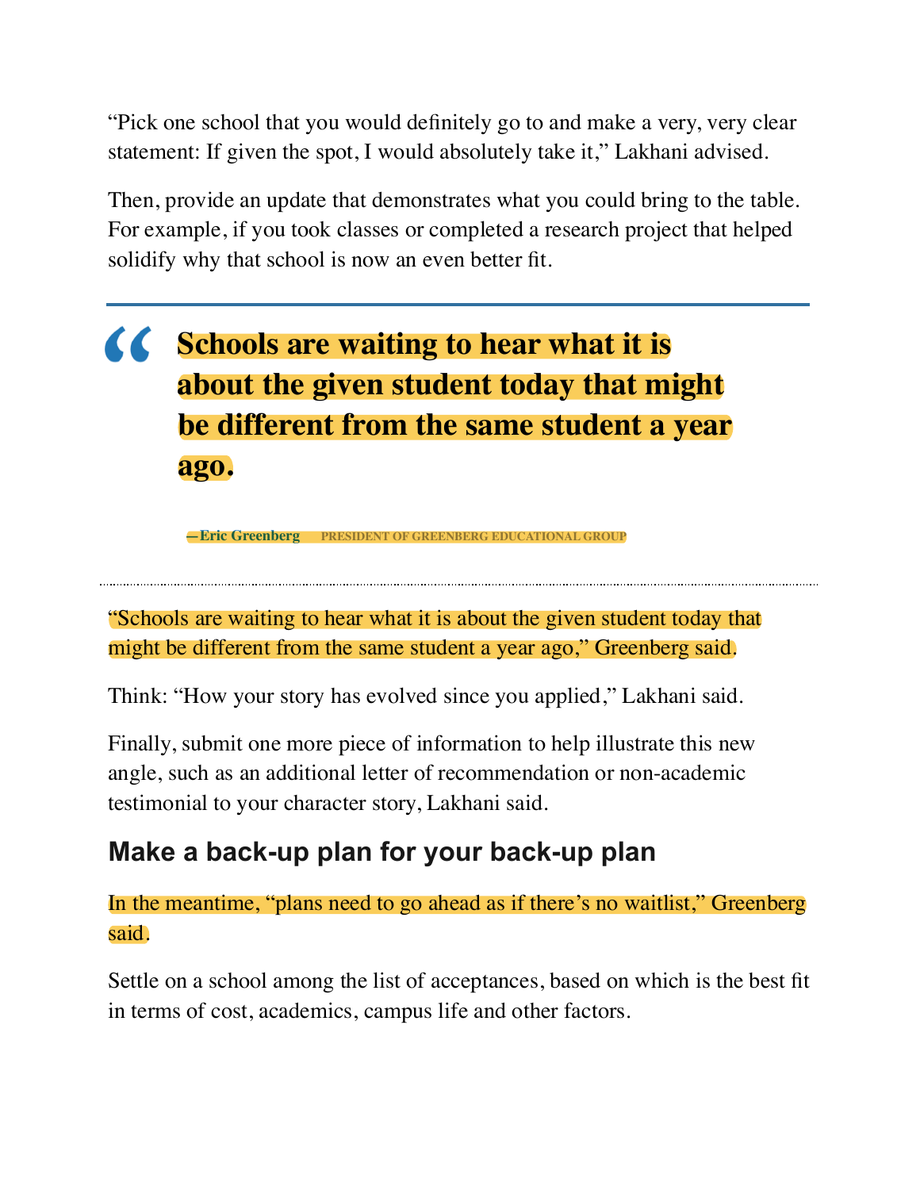"Pick one school that you would definitely go to and make a very, very clear statement: If given the spot, I would absolutely take it," Lakhani advised.

Then, provide an update that demonstrates what you could bring to the table. For example, if you took classes or completed a research project that helped solidify why that school is now an even better fit.

---

> **Schools are waiting to hear what it is about the given student today that might be different from the same student a year ago.**
>
> —Eric Greenberg PRESIDENT OF GREENBERG EDUCATIONAL GROUP

---

"Schools are waiting to hear what it is about the given student today that might be different from the same student a year ago," Greenberg said.

Think: "How your story has evolved since you applied," Lakhani said.

Finally, submit one more piece of information to help illustrate this new angle, such as an additional letter of recommendation or non-academic testimonial to your character story, Lakhani said.

## Make a back-up plan for your back-up plan

In the meantime, "plans need to go ahead as if there's no waitlist," Greenberg said.

Settle on a school among the list of acceptances, based on which is the best fit in terms of cost, academics, campus life and other factors.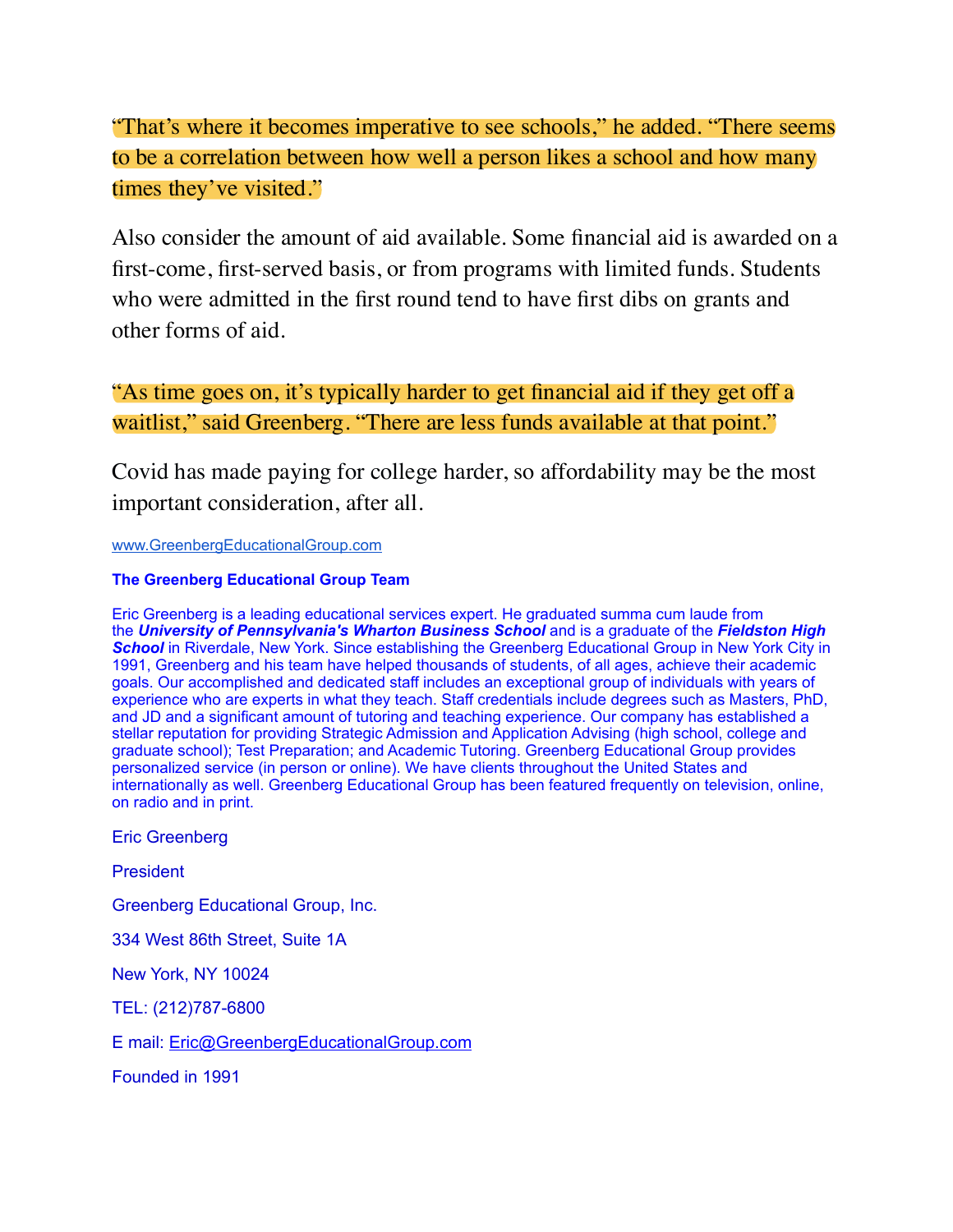"That's where it becomes imperative to see schools," he added. "There seems to be a correlation between how well a person likes a school and how many times they've visited."

Also consider the amount of aid available. Some financial aid is awarded on a first-come, first-served basis, or from programs with limited funds. Students who were admitted in the first round tend to have first dibs on grants and other forms of aid.

"As time goes on, it's typically harder to get financial aid if they get off a waitlist," said Greenberg. "There are less funds available at that point."

Covid has made paying for college harder, so affordability may be the most important consideration, after all.

www.GreenbergEducationalGroup.com

**The Greenberg Educational Group Team**

Eric Greenberg is a leading educational services expert. He graduated summa cum laude from the ***University of Pennsylvania's Wharton Business School*** and is a graduate of the ***Fieldston High School*** in Riverdale, New York. Since establishing the Greenberg Educational Group in New York City in 1991, Greenberg and his team have helped thousands of students, of all ages, achieve their academic goals. Our accomplished and dedicated staff includes an exceptional group of individuals with years of experience who are experts in what they teach. Staff credentials include degrees such as Masters, PhD, and JD and a significant amount of tutoring and teaching experience. Our company has established a stellar reputation for providing Strategic Admission and Application Advising (high school, college and graduate school); Test Preparation; and Academic Tutoring. Greenberg Educational Group provides personalized service (in person or online). We have clients throughout the United States and internationally as well. Greenberg Educational Group has been featured frequently on television, online, on radio and in print.

Eric Greenberg

President

Greenberg Educational Group, Inc.

334 West 86th Street, Suite 1A

New York, NY 10024

TEL: (212)787-6800

E mail: Eric@GreenbergEducationalGroup.com

Founded in 1991